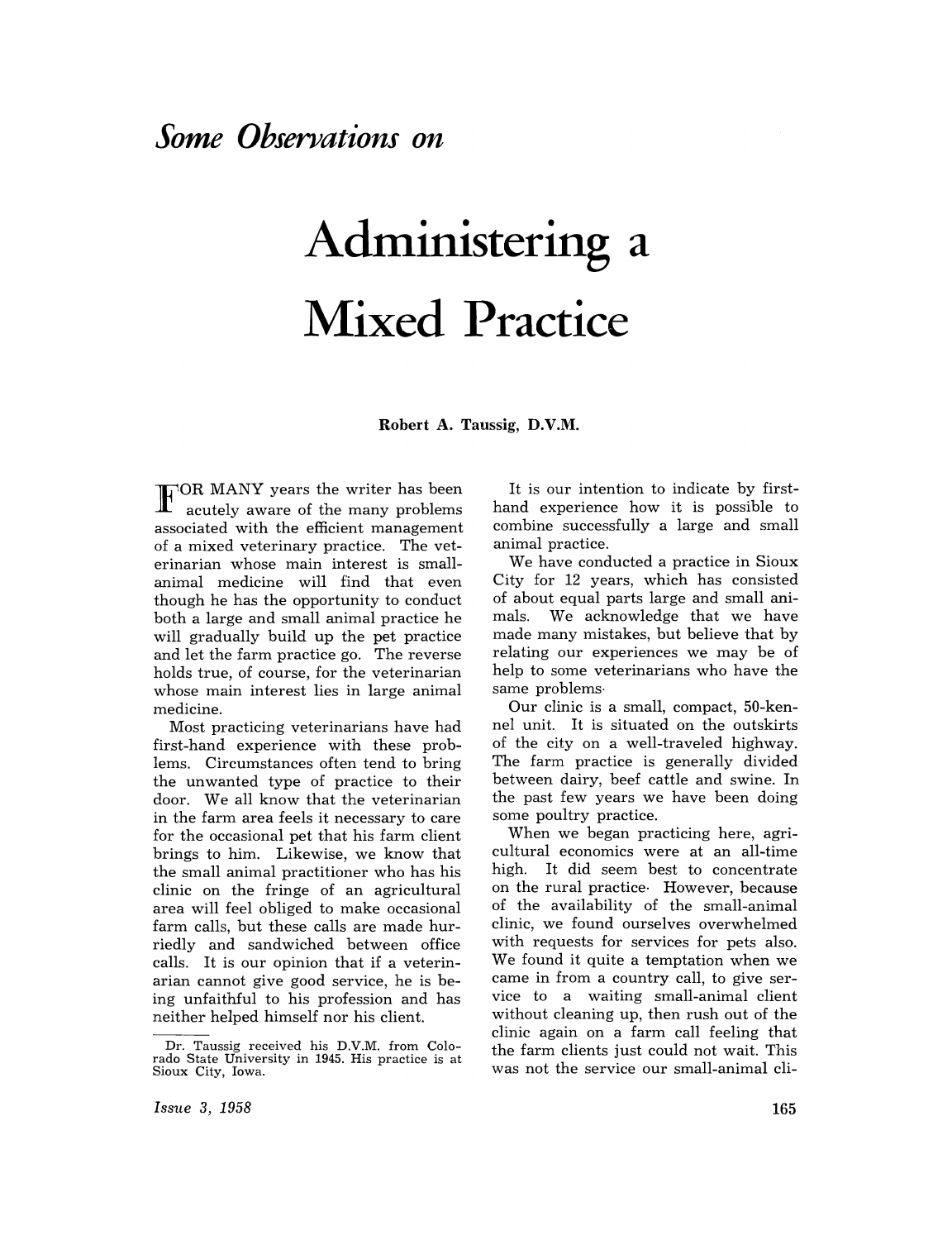*Some Observations on*

# Administering a Mixed Practice

**Robert A. Taussig, D.V.M.**

FOR MANY years the writer has been acutely aware of the many problems associated with the efficient management of a mixed veterinary practice. The veterinarian whose main interest is small-animal medicine will find that even though he has the opportunity to conduct both a large and small animal practice he will gradually build up the pet practice and let the farm practice go. The reverse holds true, of course, for the veterinarian whose main interest lies in large animal medicine.

Most practicing veterinarians have had first-hand experience with these problems. Circumstances often tend to bring the unwanted type of practice to their door. We all know that the veterinarian in the farm area feels it necessary to care for the occasional pet that his farm client brings to him. Likewise, we know that the small animal practitioner who has his clinic on the fringe of an agricultural area will feel obliged to make occasional farm calls, but these calls are made hurriedly and sandwiched between office calls. It is our opinion that if a veterinarian cannot give good service, he is being unfaithful to his profession and has neither helped himself nor his client.

Dr. Taussig received his D.V.M. from Colorado State University in 1945. His practice is at Sioux City, Iowa.

It is our intention to indicate by first-hand experience how it is possible to combine successfully a large and small animal practice.

We have conducted a practice in Sioux City for 12 years, which has consisted of about equal parts large and small animals. We acknowledge that we have made many mistakes, but believe that by relating our experiences we may be of help to some veterinarians who have the same problems.

Our clinic is a small, compact, 50-kennel unit. It is situated on the outskirts of the city on a well-traveled highway. The farm practice is generally divided between dairy, beef cattle and swine. In the past few years we have been doing some poultry practice.

When we began practicing here, agricultural economics were at an all-time high. It did seem best to concentrate on the rural practice. However, because of the availability of the small-animal clinic, we found ourselves overwhelmed with requests for services for pets also. We found it quite a temptation when we came in from a country call, to give service to a waiting small-animal client without cleaning up, then rush out of the clinic again on a farm call feeling that the farm clients just could not wait. This was not the service our small-animal cli-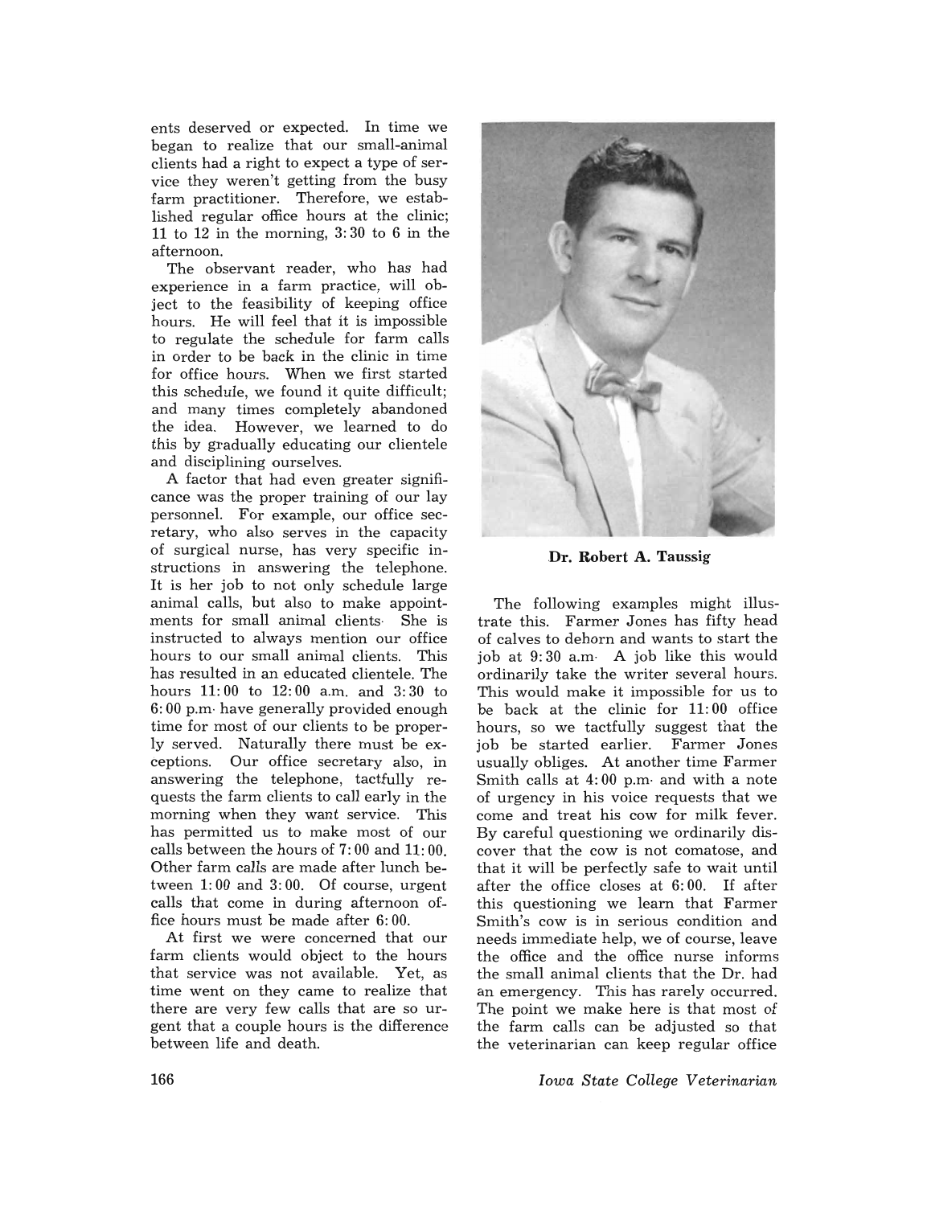ents deserved or expected. In time we began to realize that our small-animal clients had a right to expect a type of service they weren't getting from the busy farm practitioner. Therefore, we established regular office hours at the clinic; 11 to 12 in the morning, 3:30 to 6 in the afternoon.

The observant reader, who has had experience in a farm practice, will object to the feasibility of keeping office hours. He will feel that it is impossible to regulate the schedule for farm calls in order to be back in the clinic in time for office hours. When we first started this schedule, we found it quite difficult; and many times completely abandoned the idea. However, we learned to do this by gradually educating our clientele and disciplining ourselves.

A factor that had even greater significance was the proper training of our lay personnel. For example, our office secretary, who also serves in the capacity of surgical nurse, has very specific instructions in answering the telephone. It is her job to not only schedule large animal calls, but also to make appointments for small animal clients. She is instructed to always mention our office hours to our small animal clients. This has resulted in an educated clientele. The hours 11:00 to 12:00 a.m. and 3:30 to 6:00 p.m. have generally provided enough time for most of our clients to be properly served. Naturally there must be exceptions. Our office secretary also, in answering the telephone, tactfully requests the farm clients to call early in the morning when they want service. This has permitted us to make most of our calls between the hours of 7:00 and 11:00. Other farm calls are made after lunch between 1:00 and 3:00. Of course, urgent calls that come in during afternoon office hours must be made after 6:00.

At first we were concerned that our farm clients would object to the hours that service was not available. Yet, as time went on they came to realize that there are very few calls that are so urgent that a couple hours is the difference between life and death.

**Dr. Robert A. Taussig**

The following examples might illustrate this. Farmer Jones has fifty head of calves to dehorn and wants to start the job at 9:30 a.m. A job like this would ordinarily take the writer several hours. This would make it impossible for us to be back at the clinic for 11:00 office hours, so we tactfully suggest that the job be started earlier. Farmer Jones usually obliges. At another time Farmer Smith calls at 4:00 p.m. and with a note of urgency in his voice requests that we come and treat his cow for milk fever. By careful questioning we ordinarily discover that the cow is not comatose, and that it will be perfectly safe to wait until after the office closes at 6:00. If after this questioning we learn that Farmer Smith's cow is in serious condition and needs immediate help, we of course, leave the office and the office nurse informs the small animal clients that the Dr. had an emergency. This has rarely occurred. The point we make here is that most of the farm calls can be adjusted so that the veterinarian can keep regular office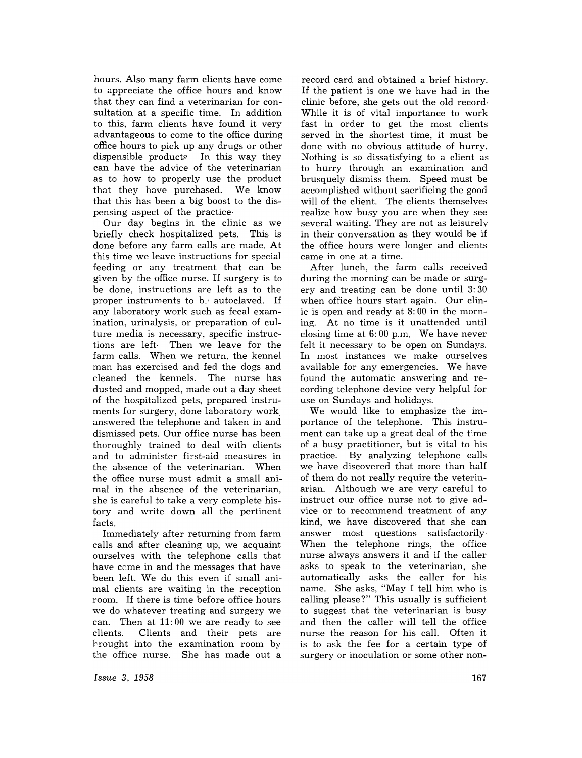hours. Also many farm clients have come to appreciate the office hours and know that they can find a veterinarian for consultation at a specific time. In addition to this, farm clients have found it very advantageous to come to the office during office hours to pick up any drugs or other dispensible products. In this way they can have the advice of the veterinarian as to how to properly use the product that they have purchased. We know that this has been a big boost to the dispensing aspect of the practice.

Our day begins in the clinic as we briefly check hospitalized pets. This is done before any farm calls are made. At this time we leave instructions for special feeding or any treatment that can be given by the office nurse. If surgery is to be done, instructions are left as to the proper instruments to be autoclaved. If any laboratory work such as fecal examination, urinalysis, or preparation of culture media is necessary, specific instructions are left. Then we leave for the farm calls. When we return, the kennel man has exercised and fed the dogs and cleaned the kennels. The nurse has dusted and mopped, made out a day sheet of the hospitalized pets, prepared instruments for surgery, done laboratory work, answered the telephone and taken in and dismissed pets. Our office nurse has been thoroughly trained to deal with clients and to administer first-aid measures in the absence of the veterinarian. When the office nurse must admit a small animal in the absence of the veterinarian, she is careful to take a very complete history and write down all the pertinent facts.

Immediately after returning from farm calls and after cleaning up, we acquaint ourselves with the telephone calls that have come in and the messages that have been left. We do this even if small animal clients are waiting in the reception room. If there is time before office hours we do whatever treating and surgery we can. Then at 11:00 we are ready to see clients. Clients and their pets are brought into the examination room by the office nurse. She has made out a record card and obtained a brief history. If the patient is one we have had in the clinic before, she gets out the old record. While it is of vital importance to work fast in order to get the most clients served in the shortest time, it must be done with no obvious attitude of hurry. Nothing is so dissatisfying to a client as to hurry through an examination and brusquely dismiss them. Speed must be accomplished without sacrificing the good will of the client. The clients themselves realize how busy you are when they see several waiting. They are not as leisurely in their conversation as they would be if the office hours were longer and clients came in one at a time.

After lunch, the farm calls received during the morning can be made or surgery and treating can be done until 3:30 when office hours start again. Our clinic is open and ready at 8:00 in the morning. At no time is it unattended until closing time at 6:00 p.m. We have never felt it necessary to be open on Sundays. In most instances we make ourselves available for any emergencies. We have found the automatic answering and recording telephone device very helpful for use on Sundays and holidays.

We would like to emphasize the importance of the telephone. This instrument can take up a great deal of the time of a busy practitioner, but is vital to his practice. By analyzing telephone calls we have discovered that more than half of them do not really require the veterinarian. Although we are very careful to instruct our office nurse not to give advice or to recommend treatment of any kind, we have discovered that she can answer most questions satisfactorily. When the telephone rings, the office nurse always answers it and if the caller asks to speak to the veterinarian, she automatically asks the caller for his name. She asks, "May I tell him who is calling please?" This usually is sufficient to suggest that the veterinarian is busy and then the caller will tell the office nurse the reason for his call. Often it is to ask the fee for a certain type of surgery or inoculation or some other non-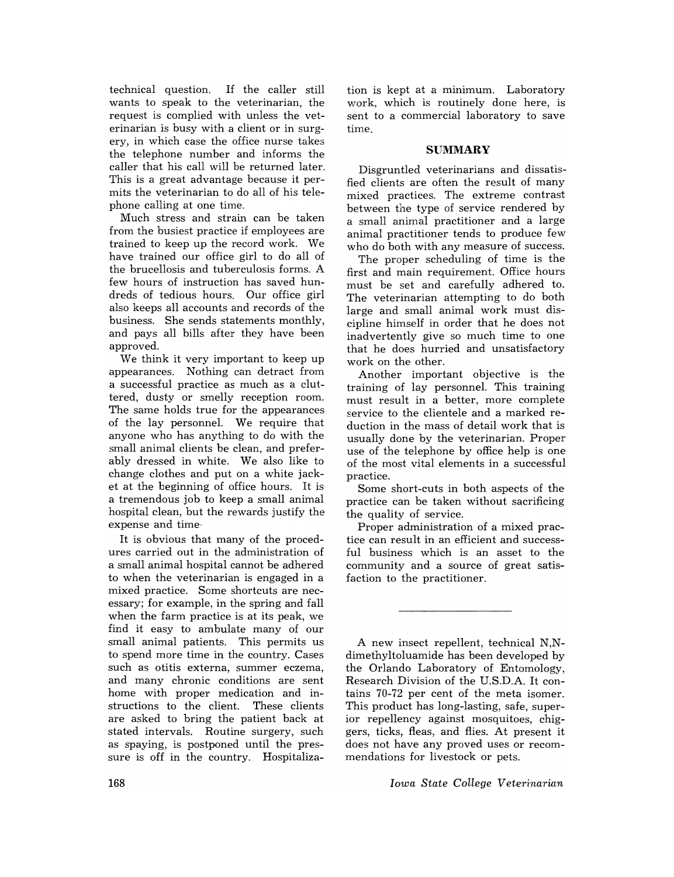technical question. If the caller still wants to speak to the veterinarian, the request is complied with unless the veterinarian is busy with a client or in surgery, in which case the office nurse takes the telephone number and informs the caller that his call will be returned later. This is a great advantage because it permits the veterinarian to do all of his telephone calling at one time.

Much stress and strain can be taken from the busiest practice if employees are trained to keep up the record work. We have trained our office girl to do all of the brucellosis and tuberculosis forms. A few hours of instruction has saved hundreds of tedious hours. Our office girl also keeps all accounts and records of the business. She sends statements monthly, and pays all bills after they have been approved.

We think it very important to keep up appearances. Nothing can detract from a successful practice as much as a cluttered, dusty or smelly reception room. The same holds true for the appearances of the lay personnel. We require that anyone who has anything to do with the small animal clients be clean, and preferably dressed in white. We also like to change clothes and put on a white jacket at the beginning of office hours. It is a tremendous job to keep a small animal hospital clean, but the rewards justify the expense and time.

It is obvious that many of the procedures carried out in the administration of a small animal hospital cannot be adhered to when the veterinarian is engaged in a mixed practice. Some shortcuts are necessary; for example, in the spring and fall when the farm practice is at its peak, we find it easy to ambulate many of our small animal patients. This permits us to spend more time in the country. Cases such as otitis externa, summer eczema, and many chronic conditions are sent home with proper medication and instructions to the client. These clients are asked to bring the patient back at stated intervals. Routine surgery, such as spaying, is postponed until the pressure is off in the country. Hospitalization is kept at a minimum. Laboratory work, which is routinely done here, is sent to a commercial laboratory to save time.

## SUMMARY

Disgruntled veterinarians and dissatisfied clients are often the result of many mixed practices. The extreme contrast between the type of service rendered by a small animal practitioner and a large animal practitioner tends to produce few who do both with any measure of success.

The proper scheduling of time is the first and main requirement. Office hours must be set and carefully adhered to. The veterinarian attempting to do both large and small animal work must discipline himself in order that he does not inadvertently give so much time to one that he does hurried and unsatisfactory work on the other.

Another important objective is the training of lay personnel. This training must result in a better, more complete service to the clientele and a marked reduction in the mass of detail work that is usually done by the veterinarian. Proper use of the telephone by office help is one of the most vital elements in a successful practice.

Some short-cuts in both aspects of the practice can be taken without sacrificing the quality of service.

Proper administration of a mixed practice can result in an efficient and successful business which is an asset to the community and a source of great satisfaction to the practitioner.

---

A new insect repellent, technical N,N-dimethyltoluamide has been developed by the Orlando Laboratory of Entomology, Research Division of the U.S.D.A. It contains 70-72 per cent of the meta isomer. This product has long-lasting, safe, superior repellency against mosquitoes, chiggers, ticks, fleas, and flies. At present it does not have any proved uses or recommendations for livestock or pets.